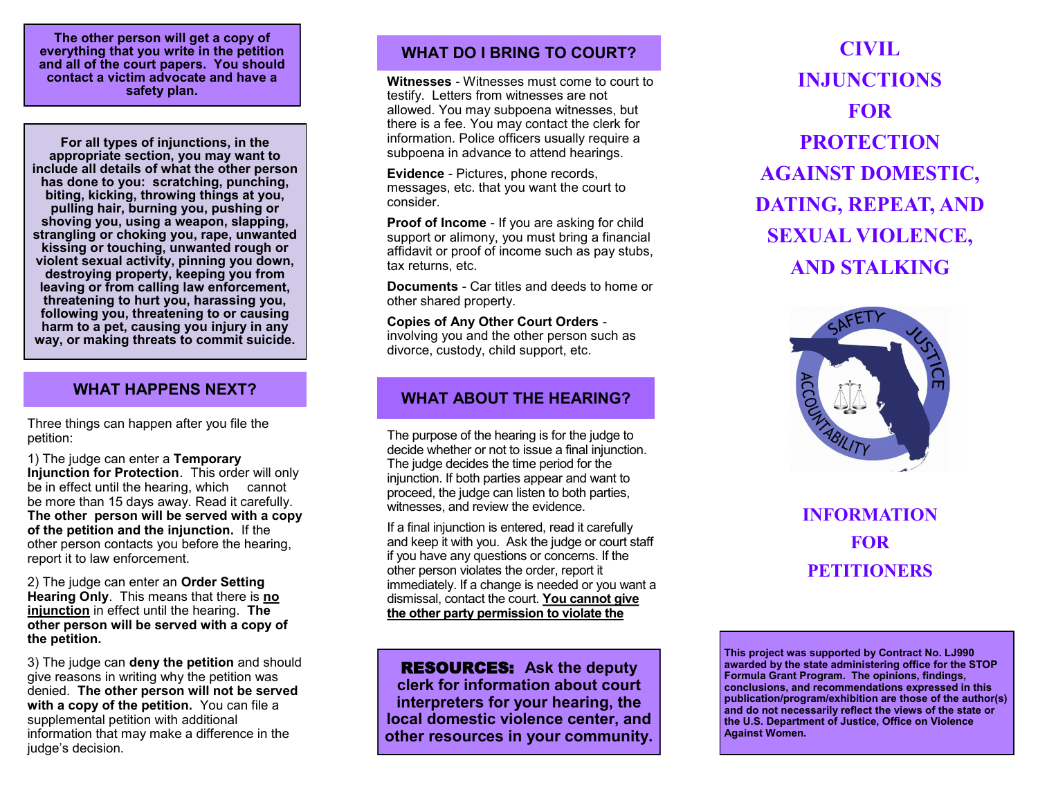**The other person will get a copy of everything that you write in the petition and all of the court papers. You should contact a victim advocate and have a safety plan.**

**For all types of injunctions, in the appropriate section, you may want to include all details of what the other person has done to you: scratching, punching, biting, kicking, throwing things at you, pulling hair, burning you, pushing or shoving you, using a weapon, slapping, strangling or choking you, rape, unwanted kissing or touching, unwanted rough or violent sexual activity, pinning you down, destroying property, keeping you from leaving or from calling law enforcement, threatening to hurt you, harassing you, following you, threatening to or causing harm to a pet, causing you injury in any way, or making threats to commit suicide.**

## WHAT HAPPENS NEXT?

Three things can happen after you file the petition:

1) The judge can enter a **Temporary Injunction for Protection**. This order will only be in effect until the hearing, which cannot be more than 15 days away. Read it carefully. **The other person will be served with a copy of the petition and the injunction.** If the other person contacts you before the hearing, report it to law enforcement.

2) The judge can enter an **Order Setting Hearing Only**. This means that there is **<u>no injunction</u>** in effect until the hearing. **The other person will be served with a copy of the petition.**

3) The judge can **deny the petition** and should give reasons in writing why the petition was denied. **The other person will not be served with a copy of the petition.** You can file a supplemental petition with additional information that may make a difference in the judge's decision.

## WHAT DO I BRING TO COURT?

**Witnesses** - Witnesses must come to court to testify. Letters from witnesses are not allowed. You may subpoena witnesses, but there is a fee. You may contact the clerk for information. Police officers usually require a subpoena in advance to attend hearings.

**Evidence** - Pictures, phone records, messages, etc. that you want the court to consider.

**Proof of Income** - If you are asking for child support or alimony, you must bring a financial affidavit or proof of income such as pay stubs, tax returns, etc.

**Documents** - Car titles and deeds to home or other shared property.

**Copies of Any Other Court Orders** - involving you and the other person such as divorce, custody, child support, etc.

## WHAT ABOUT THE HEARING?

The purpose of the hearing is for the judge to decide whether or not to issue a final injunction. The judge decides the time period for the injunction. If both parties appear and want to proceed, the judge can listen to both parties, witnesses, and review the evidence.

If a final injunction is entered, read it carefully and keep it with you. Ask the judge or court staff if you have any questions or concerns. If the other person violates the order, report it immediately. If a change is needed or you want a dismissal, contact the court. **<u>You cannot give the other party permission to violate the</u>**

**RESOURCES: Ask the deputy clerk for information about court interpreters for your hearing, the local domestic violence center, and other resources in your community.**

# CIVIL INJUNCTIONS FOR PROTECTION AGAINST DOMESTIC, DATING, REPEAT, AND SEXUAL VIOLENCE, AND STALKING

SAFETY JUSTICE ACCOUNTABILITY

## INFORMATION FOR PETITIONERS

**This project was supported by Contract No. LJ990 awarded by the state administering office for the STOP Formula Grant Program. The opinions, findings, conclusions, and recommendations expressed in this publication/program/exhibition are those of the author(s) and do not necessarily reflect the views of the state or the U.S. Department of Justice, Office on Violence Against Women.**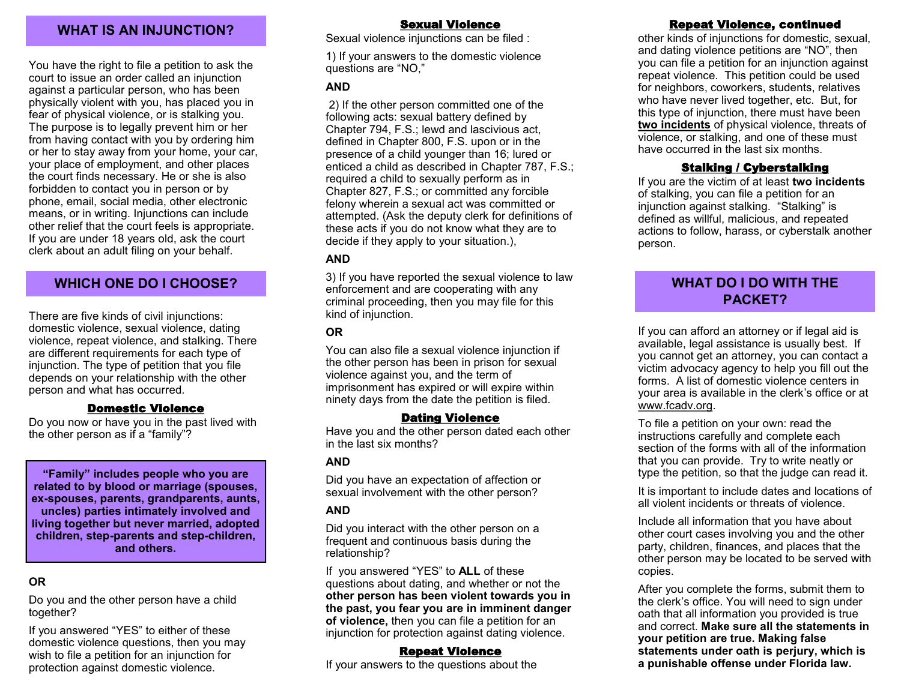## WHAT IS AN INJUNCTION?

You have the right to file a petition to ask the court to issue an order called an injunction against a particular person, who has been physically violent with you, has placed you in fear of physical violence, or is stalking you. The purpose is to legally prevent him or her from having contact with you by ordering him or her to stay away from your home, your car, your place of employment, and other places the court finds necessary. He or she is also forbidden to contact you in person or by phone, email, social media, other electronic means, or in writing. Injunctions can include other relief that the court feels is appropriate. If you are under 18 years old, ask the court clerk about an adult filing on your behalf.

## WHICH ONE DO I CHOOSE?

There are five kinds of civil injunctions: domestic violence, sexual violence, dating violence, repeat violence, and stalking. There are different requirements for each type of injunction. The type of petition that you file depends on your relationship with the other person and what has occurred.

### Domestic Violence

Do you now or have you in the past lived with the other person as if a "family"?

**"Family" includes people who you are related to by blood or marriage (spouses, ex-spouses, parents, grandparents, aunts, uncles) parties intimately involved and living together but never married, adopted children, step-parents and step-children, and others.**

**OR**

Do you and the other person have a child together?

If you answered "YES" to either of these domestic violence questions, then you may wish to file a petition for an injunction for protection against domestic violence.

### Sexual Violence

Sexual violence injunctions can be filed :

1) If your answers to the domestic violence questions are "NO,"

**AND**

2) If the other person committed one of the following acts: sexual battery defined by Chapter 794, F.S.; lewd and lascivious act, defined in Chapter 800, F.S. upon or in the presence of a child younger than 16; lured or enticed a child as described in Chapter 787, F.S.; required a child to sexually perform as in Chapter 827, F.S.; or committed any forcible felony wherein a sexual act was committed or attempted. (Ask the deputy clerk for definitions of these acts if you do not know what they are to decide if they apply to your situation.),

**AND**

3) If you have reported the sexual violence to law enforcement and are cooperating with any criminal proceeding, then you may file for this kind of injunction.

**OR**

You can also file a sexual violence injunction if the other person has been in prison for sexual violence against you, and the term of imprisonment has expired or will expire within ninety days from the date the petition is filed.

### Dating Violence

Have you and the other person dated each other in the last six months?

**AND**

Did you have an expectation of affection or sexual involvement with the other person?

**AND**

Did you interact with the other person on a frequent and continuous basis during the relationship?

If you answered "YES" to **ALL** of these questions about dating, and whether or not the **other person has been violent towards you in the past, you fear you are in imminent danger of violence,** then you can file a petition for an injunction for protection against dating violence.

### Repeat Violence

If your answers to the questions about the other kinds of injunctions for domestic, sexual, and dating violence petitions are "NO", then you can file a petition for an injunction against repeat violence. This petition could be used for neighbors, coworkers, students, relatives who have never lived together, etc. But, for this type of injunction, there must have been **two incidents** of physical violence, threats of violence, or stalking, and one of these must have occurred in the last six months.

### Stalking / Cyberstalking

If you are the victim of at least **two incidents** of stalking, you can file a petition for an injunction against stalking. "Stalking" is defined as willful, malicious, and repeated actions to follow, harass, or cyberstalk another person.

## WHAT DO I DO WITH THE PACKET?

If you can afford an attorney or if legal aid is available, legal assistance is usually best. If you cannot get an attorney, you can contact a victim advocacy agency to help you fill out the forms. A list of domestic violence centers in your area is available in the clerk's office or at www.fcadv.org.

To file a petition on your own: read the instructions carefully and complete each section of the forms with all of the information that you can provide. Try to write neatly or type the petition, so that the judge can read it.

It is important to include dates and locations of all violent incidents or threats of violence.

Include all information that you have about other court cases involving you and the other party, children, finances, and places that the other person may be located to be served with copies.

After you complete the forms, submit them to the clerk's office. You will need to sign under oath that all information you provided is true and correct. **Make sure all the statements in your petition are true. Making false statements under oath is perjury, which is a punishable offense under Florida law.**